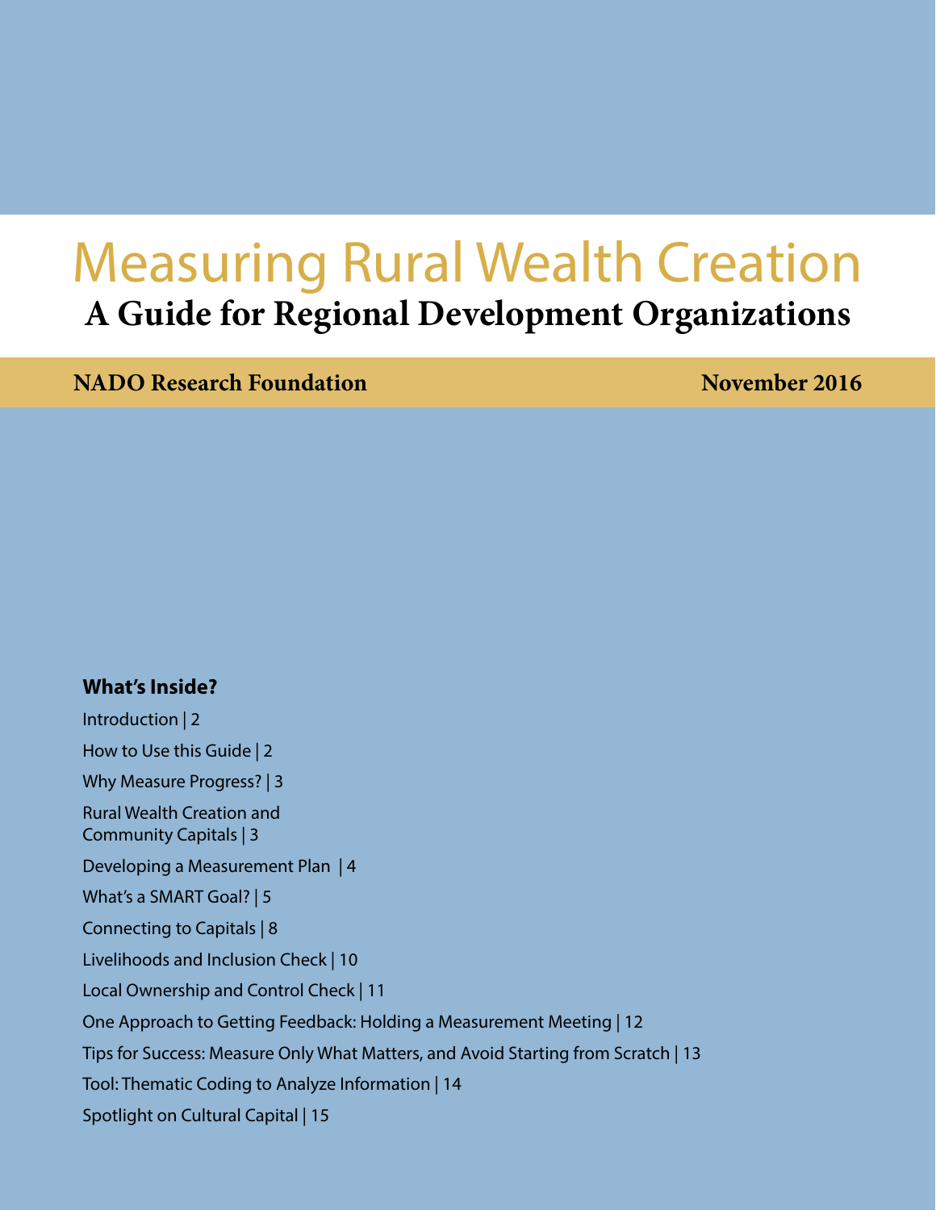# Measuring Rural Wealth Creation

## A Guide for Regional Development Organizations

**NADO Research Foundation** **November 2016**

**What's Inside?**

Introduction | 2

How to Use this Guide | 2

Why Measure Progress? | 3

Rural Wealth Creation and Community Capitals | 3

Developing a Measurement Plan | 4

What's a SMART Goal? | 5

Connecting to Capitals | 8

Livelihoods and Inclusion Check | 10

Local Ownership and Control Check | 11

One Approach to Getting Feedback: Holding a Measurement Meeting | 12

Tips for Success: Measure Only What Matters, and Avoid Starting from Scratch | 13

Tool: Thematic Coding to Analyze Information | 14

Spotlight on Cultural Capital | 15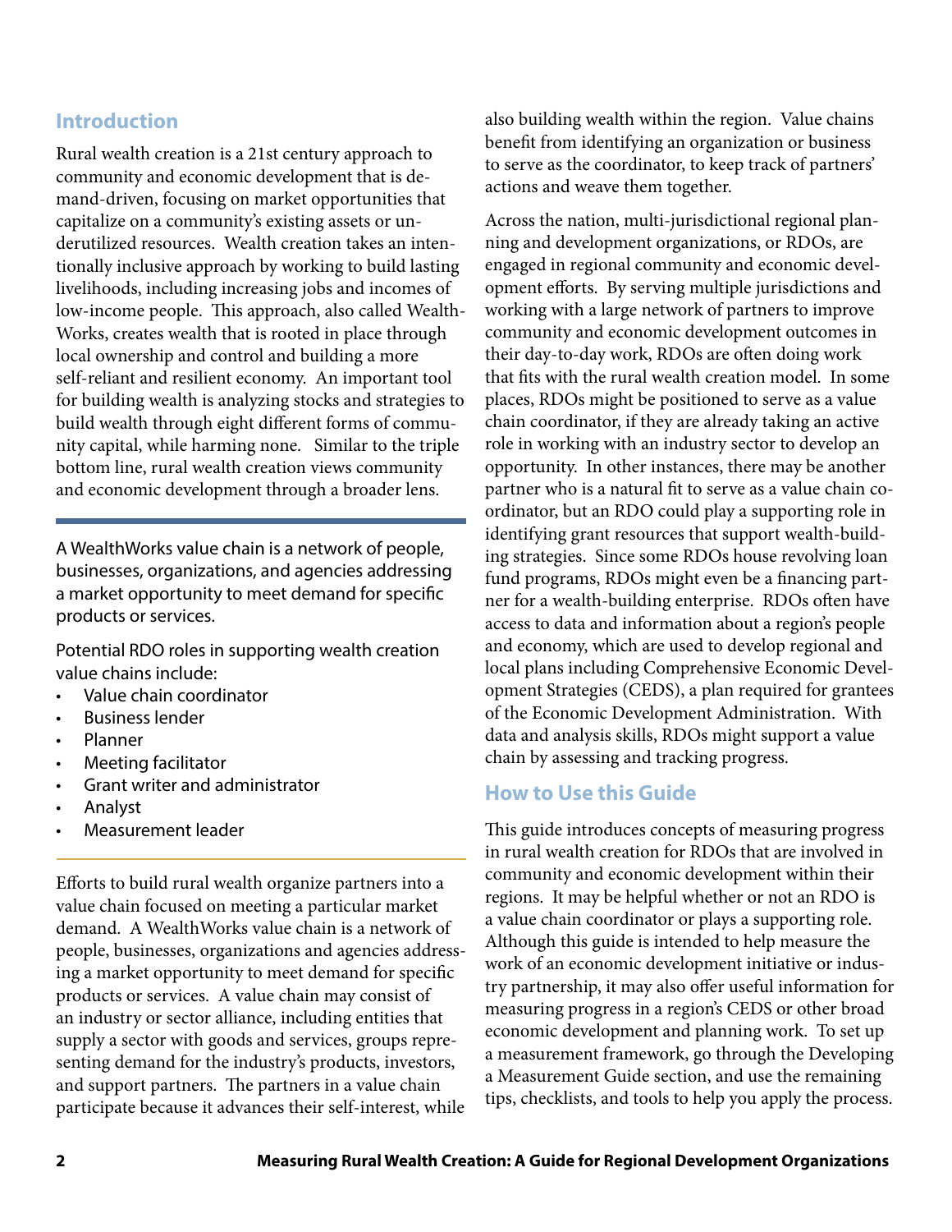## Introduction

Rural wealth creation is a 21st century approach to community and economic development that is demand-driven, focusing on market opportunities that capitalize on a community's existing assets or underutilized resources. Wealth creation takes an intentionally inclusive approach by working to build lasting livelihoods, including increasing jobs and incomes of low-income people. This approach, also called WealthWorks, creates wealth that is rooted in place through local ownership and control and building a more self-reliant and resilient economy. An important tool for building wealth is analyzing stocks and strategies to build wealth through eight different forms of community capital, while harming none. Similar to the triple bottom line, rural wealth creation views community and economic development through a broader lens.

---

A WealthWorks value chain is a network of people, businesses, organizations, and agencies addressing a market opportunity to meet demand for specific products or services.

Potential RDO roles in supporting wealth creation value chains include:

- Value chain coordinator
- Business lender
- Planner
- Meeting facilitator
- Grant writer and administrator
- Analyst
- Measurement leader

---

Efforts to build rural wealth organize partners into a value chain focused on meeting a particular market demand. A WealthWorks value chain is a network of people, businesses, organizations and agencies addressing a market opportunity to meet demand for specific products or services. A value chain may consist of an industry or sector alliance, including entities that supply a sector with goods and services, groups representing demand for the industry's products, investors, and support partners. The partners in a value chain participate because it advances their self-interest, while also building wealth within the region. Value chains benefit from identifying an organization or business to serve as the coordinator, to keep track of partners' actions and weave them together.

Across the nation, multi-jurisdictional regional planning and development organizations, or RDOs, are engaged in regional community and economic development efforts. By serving multiple jurisdictions and working with a large network of partners to improve community and economic development outcomes in their day-to-day work, RDOs are often doing work that fits with the rural wealth creation model. In some places, RDOs might be positioned to serve as a value chain coordinator, if they are already taking an active role in working with an industry sector to develop an opportunity. In other instances, there may be another partner who is a natural fit to serve as a value chain coordinator, but an RDO could play a supporting role in identifying grant resources that support wealth-building strategies. Since some RDOs house revolving loan fund programs, RDOs might even be a financing partner for a wealth-building enterprise. RDOs often have access to data and information about a region's people and economy, which are used to develop regional and local plans including Comprehensive Economic Development Strategies (CEDS), a plan required for grantees of the Economic Development Administration. With data and analysis skills, RDOs might support a value chain by assessing and tracking progress.

## How to Use this Guide

This guide introduces concepts of measuring progress in rural wealth creation for RDOs that are involved in community and economic development within their regions. It may be helpful whether or not an RDO is a value chain coordinator or plays a supporting role. Although this guide is intended to help measure the work of an economic development initiative or industry partnership, it may also offer useful information for measuring progress in a region's CEDS or other broad economic development and planning work. To set up a measurement framework, go through the Developing a Measurement Guide section, and use the remaining tips, checklists, and tools to help you apply the process.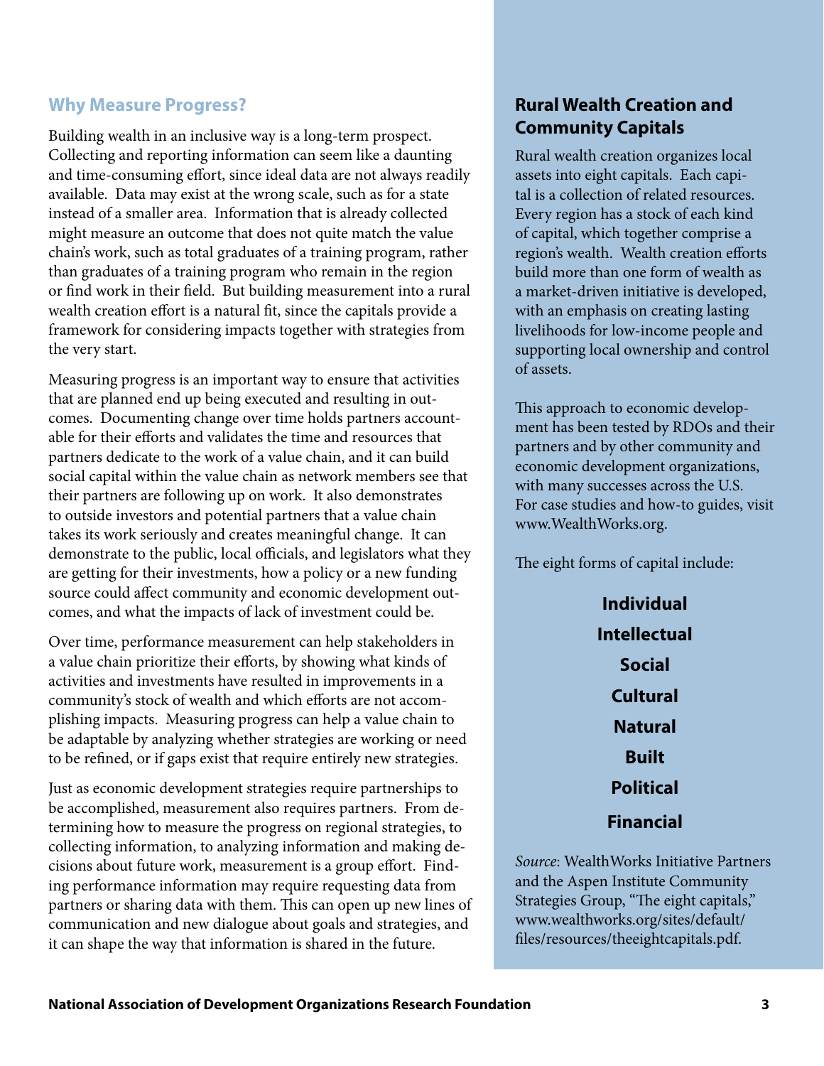## Why Measure Progress?

Building wealth in an inclusive way is a long-term prospect. Collecting and reporting information can seem like a daunting and time-consuming effort, since ideal data are not always readily available. Data may exist at the wrong scale, such as for a state instead of a smaller area. Information that is already collected might measure an outcome that does not quite match the value chain's work, such as total graduates of a training program, rather than graduates of a training program who remain in the region or find work in their field. But building measurement into a rural wealth creation effort is a natural fit, since the capitals provide a framework for considering impacts together with strategies from the very start.

Measuring progress is an important way to ensure that activities that are planned end up being executed and resulting in outcomes. Documenting change over time holds partners accountable for their efforts and validates the time and resources that partners dedicate to the work of a value chain, and it can build social capital within the value chain as network members see that their partners are following up on work. It also demonstrates to outside investors and potential partners that a value chain takes its work seriously and creates meaningful change. It can demonstrate to the public, local officials, and legislators what they are getting for their investments, how a policy or a new funding source could affect community and economic development outcomes, and what the impacts of lack of investment could be.

Over time, performance measurement can help stakeholders in a value chain prioritize their efforts, by showing what kinds of activities and investments have resulted in improvements in a community's stock of wealth and which efforts are not accomplishing impacts. Measuring progress can help a value chain to be adaptable by analyzing whether strategies are working or need to be refined, or if gaps exist that require entirely new strategies.

Just as economic development strategies require partnerships to be accomplished, measurement also requires partners. From determining how to measure the progress on regional strategies, to collecting information, to analyzing information and making decisions about future work, measurement is a group effort. Finding performance information may require requesting data from partners or sharing data with them. This can open up new lines of communication and new dialogue about goals and strategies, and it can shape the way that information is shared in the future.

### Rural Wealth Creation and Community Capitals

Rural wealth creation organizes local assets into eight capitals. Each capital is a collection of related resources. Every region has a stock of each kind of capital, which together comprise a region's wealth. Wealth creation efforts build more than one form of wealth as a market-driven initiative is developed, with an emphasis on creating lasting livelihoods for low-income people and supporting local ownership and control of assets.

This approach to economic development has been tested by RDOs and their partners and by other community and economic development organizations, with many successes across the U.S. For case studies and how-to guides, visit www.WealthWorks.org.

The eight forms of capital include:

**Individual**

**Intellectual**

**Social**

**Cultural**

**Natural**

**Built**

**Political**

**Financial**

*Source*: WealthWorks Initiative Partners and the Aspen Institute Community Strategies Group, "The eight capitals," www.wealthworks.org/sites/default/files/resources/theeightcapitals.pdf.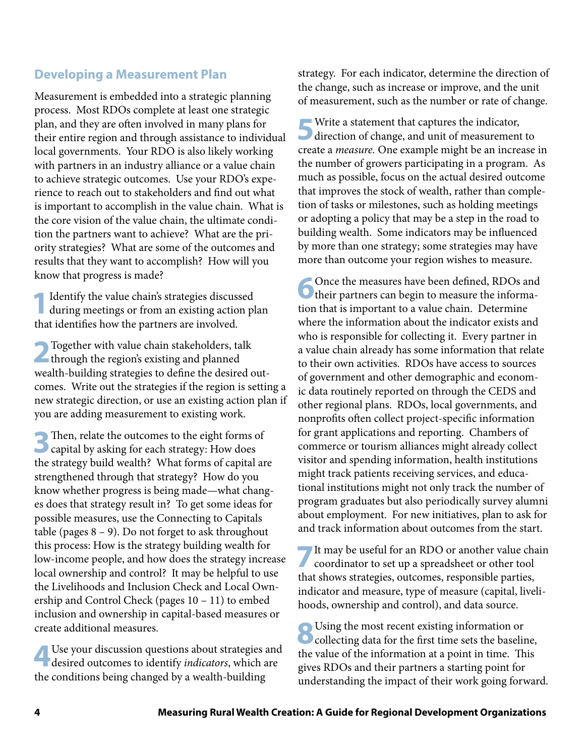## Developing a Measurement Plan

Measurement is embedded into a strategic planning process. Most RDOs complete at least one strategic plan, and they are often involved in many plans for their entire region and through assistance to individual local governments. Your RDO is also likely working with partners in an industry alliance or a value chain to achieve strategic outcomes. Use your RDO's experience to reach out to stakeholders and find out what is important to accomplish in the value chain. What is the core vision of the value chain, the ultimate condition the partners want to achieve? What are the priority strategies? What are some of the outcomes and results that they want to accomplish? How will you know that progress is made?

1. Identify the value chain's strategies discussed during meetings or from an existing action plan that identifies how the partners are involved.

2. Together with value chain stakeholders, talk through the region's existing and planned wealth-building strategies to define the desired outcomes. Write out the strategies if the region is setting a new strategic direction, or use an existing action plan if you are adding measurement to existing work.

3. Then, relate the outcomes to the eight forms of capital by asking for each strategy: How does the strategy build wealth? What forms of capital are strengthened through that strategy? How do you know whether progress is being made—what changes does that strategy result in? To get some ideas for possible measures, use the Connecting to Capitals table (pages 8 – 9). Do not forget to ask throughout this process: How is the strategy building wealth for low-income people, and how does the strategy increase local ownership and control? It may be helpful to use the Livelihoods and Inclusion Check and Local Ownership and Control Check (pages 10 – 11) to embed inclusion and ownership in capital-based measures or create additional measures.

4. Use your discussion questions about strategies and desired outcomes to identify *indicators*, which are the conditions being changed by a wealth-building strategy. For each indicator, determine the direction of the change, such as increase or improve, and the unit of measurement, such as the number or rate of change.

5. Write a statement that captures the indicator, direction of change, and unit of measurement to create a *measure*. One example might be an increase in the number of growers participating in a program. As much as possible, focus on the actual desired outcome that improves the stock of wealth, rather than completion of tasks or milestones, such as holding meetings or adopting a policy that may be a step in the road to building wealth. Some indicators may be influenced by more than one strategy; some strategies may have more than outcome your region wishes to measure.

6. Once the measures have been defined, RDOs and their partners can begin to measure the information that is important to a value chain. Determine where the information about the indicator exists and who is responsible for collecting it. Every partner in a value chain already has some information that relate to their own activities. RDOs have access to sources of government and other demographic and economic data routinely reported on through the CEDS and other regional plans. RDOs, local governments, and nonprofits often collect project-specific information for grant applications and reporting. Chambers of commerce or tourism alliances might already collect visitor and spending information, health institutions might track patients receiving services, and educational institutions might not only track the number of program graduates but also periodically survey alumni about employment. For new initiatives, plan to ask for and track information about outcomes from the start.

7. It may be useful for an RDO or another value chain coordinator to set up a spreadsheet or other tool that shows strategies, outcomes, responsible parties, indicator and measure, type of measure (capital, livelihoods, ownership and control), and data source.

8. Using the most recent existing information or collecting data for the first time sets the baseline, the value of the information at a point in time. This gives RDOs and their partners a starting point for understanding the impact of their work going forward.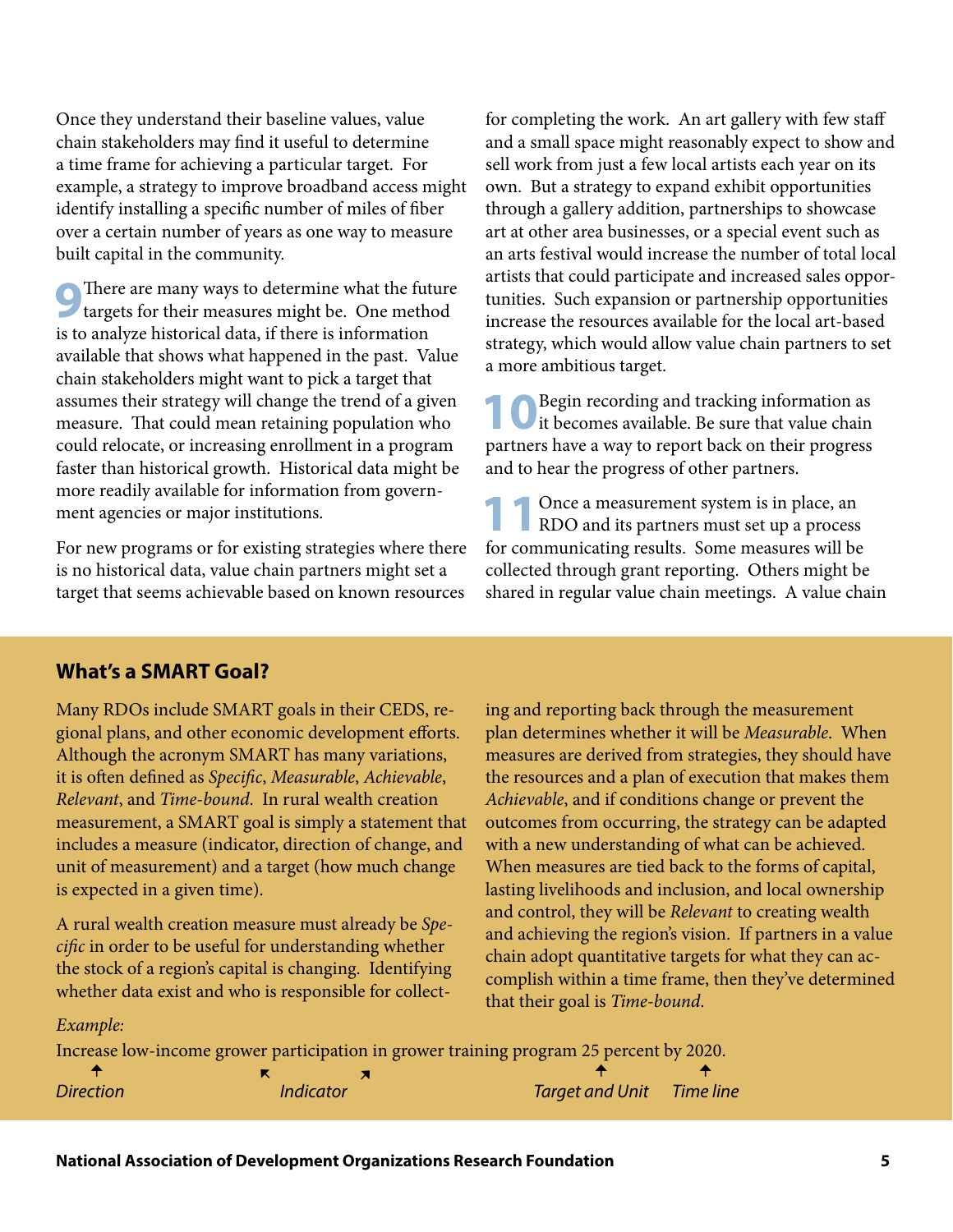Once they understand their baseline values, value chain stakeholders may find it useful to determine a time frame for achieving a particular target. For example, a strategy to improve broadband access might identify installing a specific number of miles of fiber over a certain number of years as one way to measure built capital in the community.

**9** There are many ways to determine what the future targets for their measures might be. One method is to analyze historical data, if there is information available that shows what happened in the past. Value chain stakeholders might want to pick a target that assumes their strategy will change the trend of a given measure. That could mean retaining population who could relocate, or increasing enrollment in a program faster than historical growth. Historical data might be more readily available for information from government agencies or major institutions.

For new programs or for existing strategies where there is no historical data, value chain partners might set a target that seems achievable based on known resources for completing the work. An art gallery with few staff and a small space might reasonably expect to show and sell work from just a few local artists each year on its own. But a strategy to expand exhibit opportunities through a gallery addition, partnerships to showcase art at other area businesses, or a special event such as an arts festival would increase the number of total local artists that could participate and increased sales opportunities. Such expansion or partnership opportunities increase the resources available for the local art-based strategy, which would allow value chain partners to set a more ambitious target.

**10** Begin recording and tracking information as it becomes available. Be sure that value chain partners have a way to report back on their progress and to hear the progress of other partners.

**11** Once a measurement system is in place, an RDO and its partners must set up a process for communicating results. Some measures will be collected through grant reporting. Others might be shared in regular value chain meetings. A value chain

## What's a SMART Goal?

Many RDOs include SMART goals in their CEDS, regional plans, and other economic development efforts. Although the acronym SMART has many variations, it is often defined as *Specific*, *Measurable*, *Achievable*, *Relevant*, and *Time-bound*. In rural wealth creation measurement, a SMART goal is simply a statement that includes a measure (indicator, direction of change, and unit of measurement) and a target (how much change is expected in a given time).

A rural wealth creation measure must already be *Specific* in order to be useful for understanding whether the stock of a region's capital is changing. Identifying whether data exist and who is responsible for collecting and reporting back through the measurement plan determines whether it will be *Measurable*. When measures are derived from strategies, they should have the resources and a plan of execution that makes them *Achievable*, and if conditions change or prevent the outcomes from occurring, the strategy can be adapted with a new understanding of what can be achieved. When measures are tied back to the forms of capital, lasting livelihoods and inclusion, and local ownership and control, they will be *Relevant* to creating wealth and achieving the region's vision. If partners in a value chain adopt quantitative targets for what they can accomplish within a time frame, then they've determined that their goal is *Time-bound*.

*Example:*

Increase low-income grower participation in grower training program 25 percent by 2020.

*Direction* (Increase) · *Indicator* (low-income grower participation in grower training program) · *Target and Unit* (25 percent) · *Time line* (by 2020)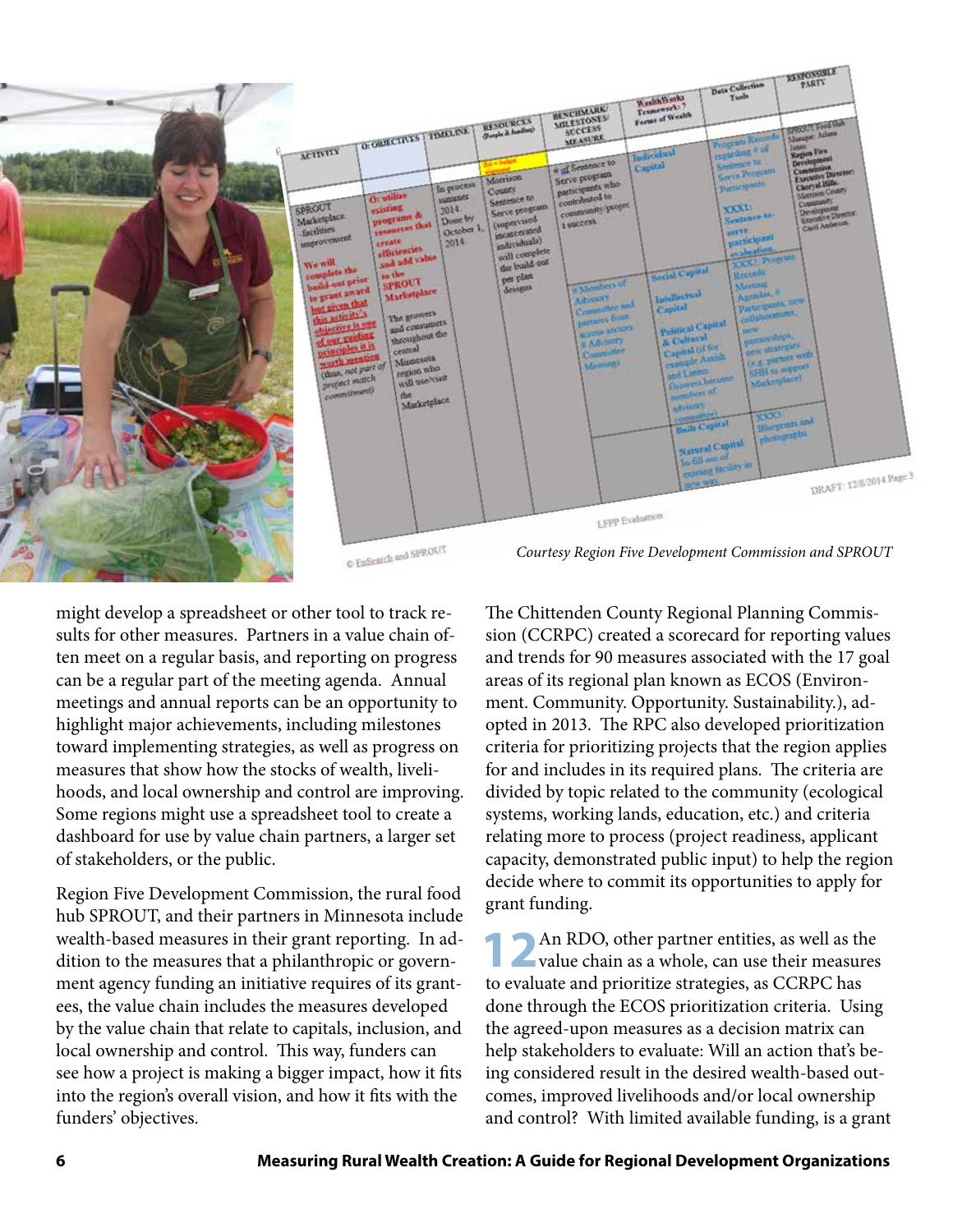Courtesy Region Five Development Commission and SPROUT

might develop a spreadsheet or other tool to track results for other measures. Partners in a value chain often meet on a regular basis, and reporting on progress can be a regular part of the meeting agenda. Annual meetings and annual reports can be an opportunity to highlight major achievements, including milestones toward implementing strategies, as well as progress on measures that show how the stocks of wealth, livelihoods, and local ownership and control are improving. Some regions might use a spreadsheet tool to create a dashboard for use by value chain partners, a larger set of stakeholders, or the public.

Region Five Development Commission, the rural food hub SPROUT, and their partners in Minnesota include wealth-based measures in their grant reporting. In addition to the measures that a philanthropic or government agency funding an initiative requires of its grantees, the value chain includes the measures developed by the value chain that relate to capitals, inclusion, and local ownership and control. This way, funders can see how a project is making a bigger impact, how it fits into the region's overall vision, and how it fits with the funders' objectives.

The Chittenden County Regional Planning Commission (CCRPC) created a scorecard for reporting values and trends for 90 measures associated with the 17 goal areas of its regional plan known as ECOS (Environment. Community. Opportunity. Sustainability.), adopted in 2013. The RPC also developed prioritization criteria for prioritizing projects that the region applies for and includes in its required plans. The criteria are divided by topic related to the community (ecological systems, working lands, education, etc.) and criteria relating more to process (project readiness, applicant capacity, demonstrated public input) to help the region decide where to commit its opportunities to apply for grant funding.

**12** An RDO, other partner entities, as well as the value chain as a whole, can use their measures to evaluate and prioritize strategies, as CCRPC has done through the ECOS prioritization criteria. Using the agreed-upon measures as a decision matrix can help stakeholders to evaluate: Will an action that's being considered result in the desired wealth-based outcomes, improved livelihoods and/or local ownership and control? With limited available funding, is a grant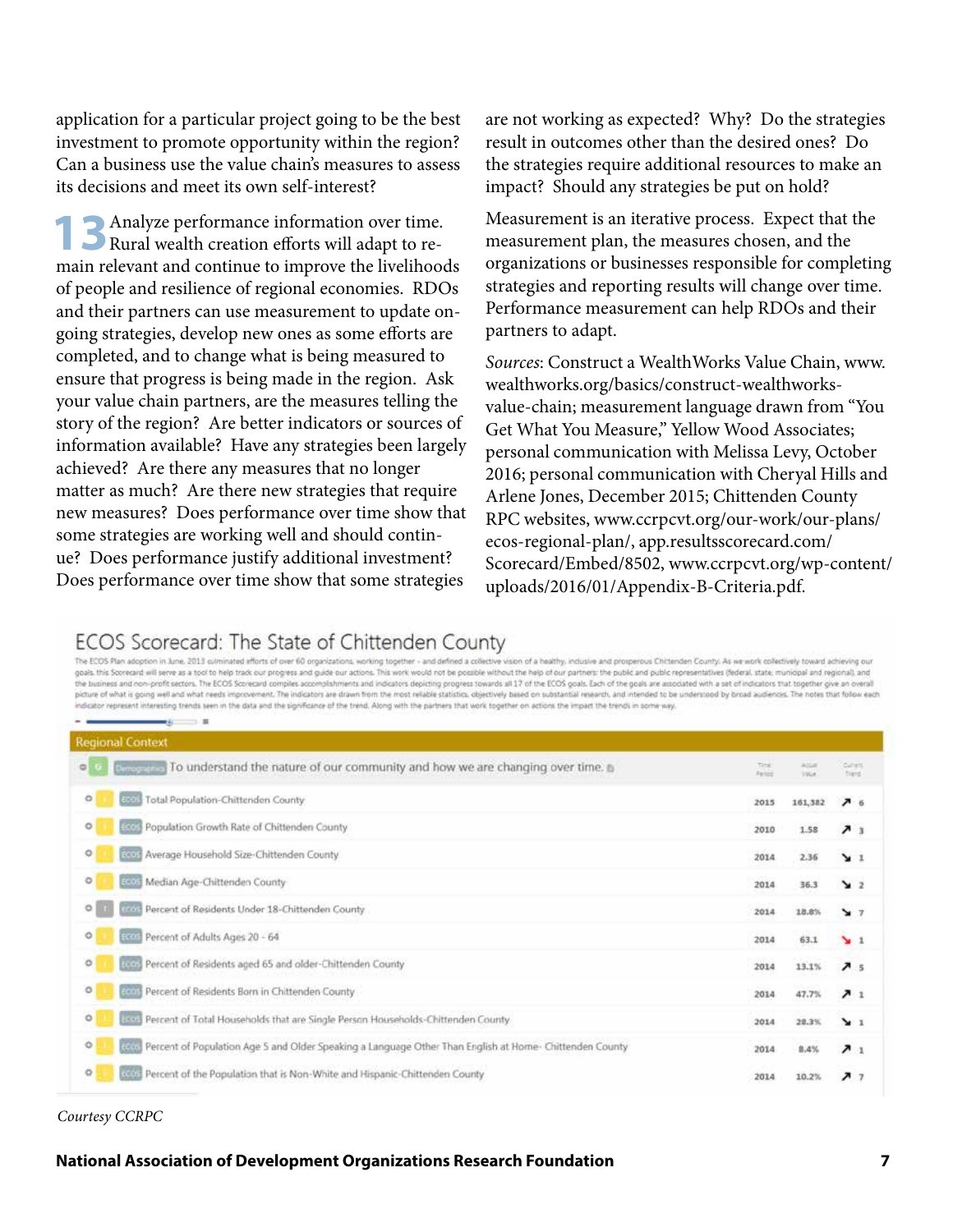application for a particular project going to be the best investment to promote opportunity within the region? Can a business use the value chain's measures to assess its decisions and meet its own self-interest?

**13** Analyze performance information over time. Rural wealth creation efforts will adapt to remain relevant and continue to improve the livelihoods of people and resilience of regional economies. RDOs and their partners can use measurement to update ongoing strategies, develop new ones as some efforts are completed, and to change what is being measured to ensure that progress is being made in the region. Ask your value chain partners, are the measures telling the story of the region? Are better indicators or sources of information available? Have any strategies been largely achieved? Are there any measures that no longer matter as much? Are there new strategies that require new measures? Does performance over time show that some strategies are working well and should continue? Does performance justify additional investment? Does performance over time show that some strategies are not working as expected? Why? Do the strategies result in outcomes other than the desired ones? Do the strategies require additional resources to make an impact? Should any strategies be put on hold?

Measurement is an iterative process. Expect that the measurement plan, the measures chosen, and the organizations or businesses responsible for completing strategies and reporting results will change over time. Performance measurement can help RDOs and their partners to adapt.

*Sources*: Construct a WealthWorks Value Chain, www.wealthworks.org/basics/construct-wealthworks-value-chain; measurement language drawn from "You Get What You Measure," Yellow Wood Associates; personal communication with Melissa Levy, October 2016; personal communication with Cheryal Hills and Arlene Jones, December 2015; Chittenden County RPC websites, www.ccrpcvt.org/our-work/our-plans/ecos-regional-plan/, app.resultsscorecard.com/Scorecard/Embed/8502, www.ccrpcvt.org/wp-content/uploads/2016/01/Appendix-B-Criteria.pdf.

## ECOS Scorecard: The State of Chittenden County

The ECOS Plan adoption in June, 2013 culminated efforts of over 60 organizations working together - and defined a collective vision of a healthy, inclusive and prosperous Chittenden County. As we work collectively toward achieving our goals, this Scorecard will serve as a tool to help track our progress and guide our actions. This work would not be possible without the help of our partners: the public and public representatives (federal, state, municipal and regional) and the business and non-profit sectors. The ECOS Scorecard compiles accomplishments and indicators depicting progress towards all 17 of the ECOS goals. Each of the goals are associated with a set of indicators that together give an overall picture of what is going well and what needs improvement. The indicators are drawn from the most reliable statistics, objectively based on substantial research, and intended to be understood by broad audiences. The notes that follow each indicator represent interesting trends seen in the data and the significance of the trend. Along with the partners that work together on actions the impact the trends in some way.

**Regional Context**

| Demographics: To understand the nature of our community and how we are changing over time. | Time Period | Actual Value | Current Trend |
|---|---|---|---|
| Total Population-Chittenden County | 2015 | 161,382 | ↗ 6 |
| Population Growth Rate of Chittenden County | 2010 | 1.58 | ↗ 3 |
| Average Household Size-Chittenden County | 2014 | 2.36 | ↘ 1 |
| Median Age-Chittenden County | 2014 | 36.3 | ↘ 2 |
| Percent of Residents Under 18-Chittenden County | 2014 | 18.8% | ↘ 7 |
| Percent of Adults Ages 20 - 64 | 2014 | 63.1 | ↘ 1 |
| Percent of Residents aged 65 and older-Chittenden County | 2014 | 13.1% | ↗ 5 |
| Percent of Residents Born in Chittenden County | 2014 | 47.7% | ↗ 1 |
| Percent of Total Households that are Single Person Households-Chittenden County | 2014 | 28.3% | ↘ 1 |
| Percent of Population Age 5 and Older Speaking a Language Other Than English at Home- Chittenden County | 2014 | 8.4% | ↗ 1 |
| Percent of the Population that is Non-White and Hispanic-Chittenden County | 2014 | 10.2% | ↗ 7 |

*Courtesy CCRPC*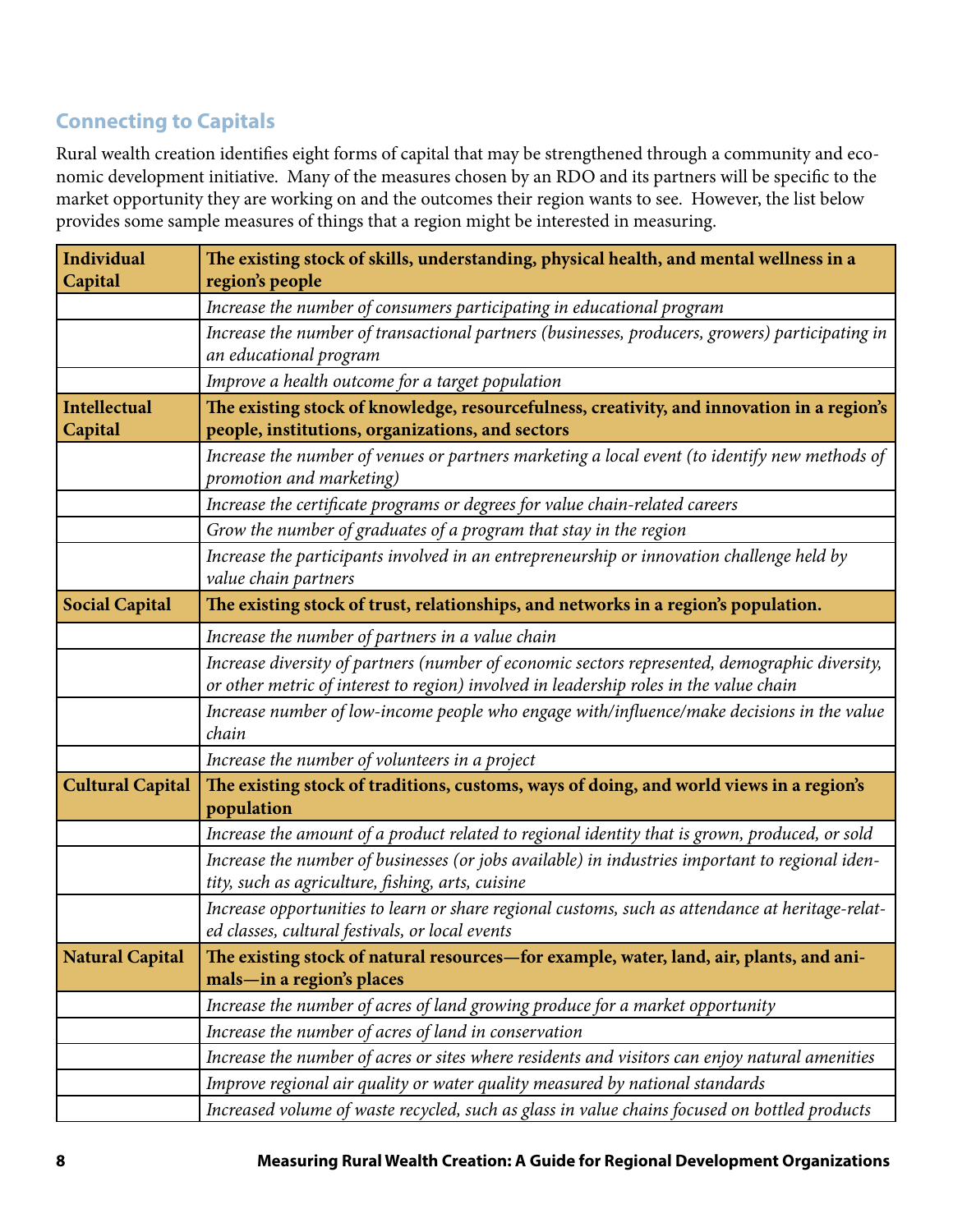## Connecting to Capitals

Rural wealth creation identifies eight forms of capital that may be strengthened through a community and economic development initiative. Many of the measures chosen by an RDO and its partners will be specific to the market opportunity they are working on and the outcomes their region wants to see. However, the list below provides some sample measures of things that a region might be interested in measuring.

| **Individual Capital** | **The existing stock of skills, understanding, physical health, and mental wellness in a region's people** |
|---|---|
| | *Increase the number of consumers participating in educational program* |
| | *Increase the number of transactional partners (businesses, producers, growers) participating in an educational program* |
| | *Improve a health outcome for a target population* |
| **Intellectual Capital** | **The existing stock of knowledge, resourcefulness, creativity, and innovation in a region's people, institutions, organizations, and sectors** |
| | *Increase the number of venues or partners marketing a local event (to identify new methods of promotion and marketing)* |
| | *Increase the certificate programs or degrees for value chain-related careers* |
| | *Grow the number of graduates of a program that stay in the region* |
| | *Increase the participants involved in an entrepreneurship or innovation challenge held by value chain partners* |
| **Social Capital** | **The existing stock of trust, relationships, and networks in a region's population.** |
| | *Increase the number of partners in a value chain* |
| | *Increase diversity of partners (number of economic sectors represented, demographic diversity, or other metric of interest to region) involved in leadership roles in the value chain* |
| | *Increase number of low-income people who engage with/influence/make decisions in the value chain* |
| | *Increase the number of volunteers in a project* |
| **Cultural Capital** | **The existing stock of traditions, customs, ways of doing, and world views in a region's population** |
| | *Increase the amount of a product related to regional identity that is grown, produced, or sold* |
| | *Increase the number of businesses (or jobs available) in industries important to regional identity, such as agriculture, fishing, arts, cuisine* |
| | *Increase opportunities to learn or share regional customs, such as attendance at heritage-related classes, cultural festivals, or local events* |
| **Natural Capital** | **The existing stock of natural resources—for example, water, land, air, plants, and animals—in a region's places** |
| | *Increase the number of acres of land growing produce for a market opportunity* |
| | *Increase the number of acres of land in conservation* |
| | *Increase the number of acres or sites where residents and visitors can enjoy natural amenities* |
| | *Improve regional air quality or water quality measured by national standards* |
| | *Increased volume of waste recycled, such as glass in value chains focused on bottled products* |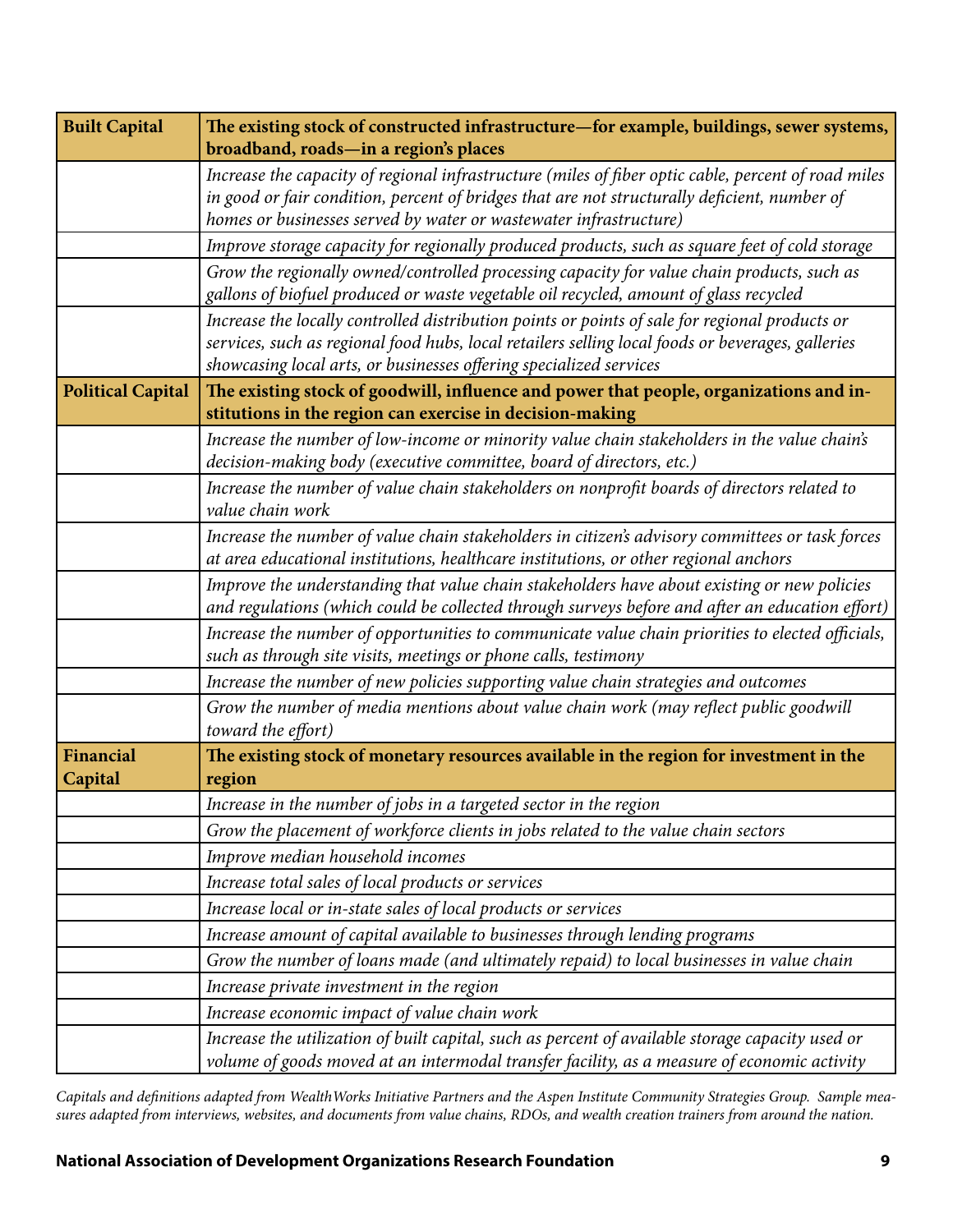| **Built Capital** | **The existing stock of constructed infrastructure—for example, buildings, sewer systems, broadband, roads—in a region's places** |
|---|---|
| | *Increase the capacity of regional infrastructure (miles of fiber optic cable, percent of road miles in good or fair condition, percent of bridges that are not structurally deficient, number of homes or businesses served by water or wastewater infrastructure)* |
| | *Improve storage capacity for regionally produced products, such as square feet of cold storage* |
| | *Grow the regionally owned/controlled processing capacity for value chain products, such as gallons of biofuel produced or waste vegetable oil recycled, amount of glass recycled* |
| | *Increase the locally controlled distribution points or points of sale for regional products or services, such as regional food hubs, local retailers selling local foods or beverages, galleries showcasing local arts, or businesses offering specialized services* |
| **Political Capital** | **The existing stock of goodwill, influence and power that people, organizations and institutions in the region can exercise in decision-making** |
| | *Increase the number of low-income or minority value chain stakeholders in the value chain's decision-making body (executive committee, board of directors, etc.)* |
| | *Increase the number of value chain stakeholders on nonprofit boards of directors related to value chain work* |
| | *Increase the number of value chain stakeholders in citizen's advisory committees or task forces at area educational institutions, healthcare institutions, or other regional anchors* |
| | *Improve the understanding that value chain stakeholders have about existing or new policies and regulations (which could be collected through surveys before and after an education effort)* |
| | *Increase the number of opportunities to communicate value chain priorities to elected officials, such as through site visits, meetings or phone calls, testimony* |
| | *Increase the number of new policies supporting value chain strategies and outcomes* |
| | *Grow the number of media mentions about value chain work (may reflect public goodwill toward the effort)* |
| **Financial Capital** | **The existing stock of monetary resources available in the region for investment in the region** |
| | *Increase in the number of jobs in a targeted sector in the region* |
| | *Grow the placement of workforce clients in jobs related to the value chain sectors* |
| | *Improve median household incomes* |
| | *Increase total sales of local products or services* |
| | *Increase local or in-state sales of local products or services* |
| | *Increase amount of capital available to businesses through lending programs* |
| | *Grow the number of loans made (and ultimately repaid) to local businesses in value chain* |
| | *Increase private investment in the region* |
| | *Increase economic impact of value chain work* |
| | *Increase the utilization of built capital, such as percent of available storage capacity used or volume of goods moved at an intermodal transfer facility, as a measure of economic activity* |

*Capitals and definitions adapted from WealthWorks Initiative Partners and the Aspen Institute Community Strategies Group. Sample measures adapted from interviews, websites, and documents from value chains, RDOs, and wealth creation trainers from around the nation.*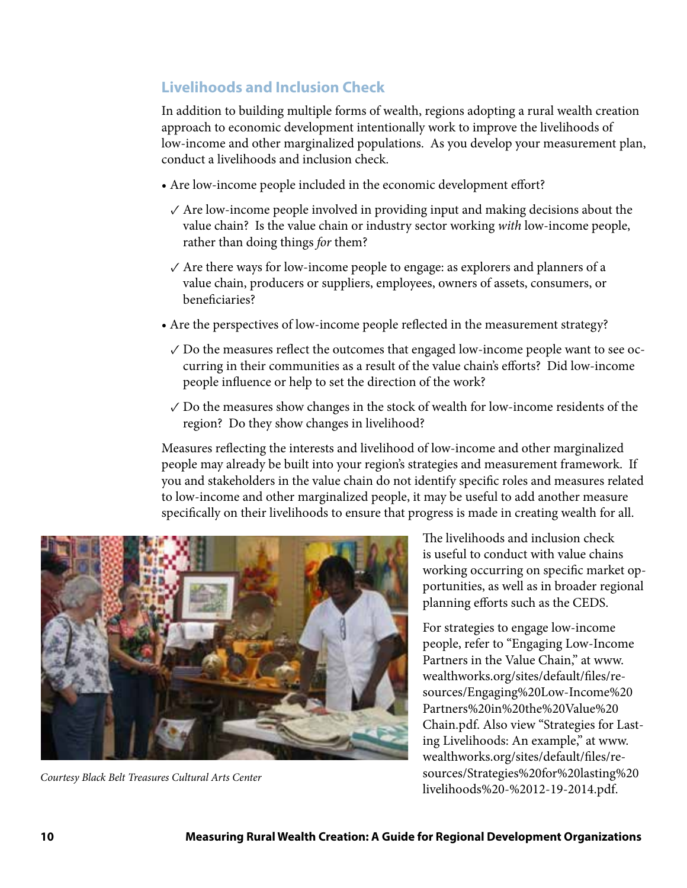## Livelihoods and Inclusion Check

In addition to building multiple forms of wealth, regions adopting a rural wealth creation approach to economic development intentionally work to improve the livelihoods of low-income and other marginalized populations. As you develop your measurement plan, conduct a livelihoods and inclusion check.

- Are low-income people included in the economic development effort?
  - ✓ Are low-income people involved in providing input and making decisions about the value chain? Is the value chain or industry sector working *with* low-income people, rather than doing things *for* them?
  - ✓ Are there ways for low-income people to engage: as explorers and planners of a value chain, producers or suppliers, employees, owners of assets, consumers, or beneficiaries?
- Are the perspectives of low-income people reflected in the measurement strategy?
  - ✓ Do the measures reflect the outcomes that engaged low-income people want to see occurring in their communities as a result of the value chain's efforts? Did low-income people influence or help to set the direction of the work?
  - ✓ Do the measures show changes in the stock of wealth for low-income residents of the region? Do they show changes in livelihood?

Measures reflecting the interests and livelihood of low-income and other marginalized people may already be built into your region's strategies and measurement framework. If you and stakeholders in the value chain do not identify specific roles and measures related to low-income and other marginalized people, it may be useful to add another measure specifically on their livelihoods to ensure that progress is made in creating wealth for all.

*Courtesy Black Belt Treasures Cultural Arts Center*

The livelihoods and inclusion check is useful to conduct with value chains working occurring on specific market opportunities, as well as in broader regional planning efforts such as the CEDS.

For strategies to engage low-income people, refer to "Engaging Low-Income Partners in the Value Chain," at www.wealthworks.org/sites/default/files/resources/Engaging%20Low-Income%20Partners%20in%20the%20Value%20Chain.pdf. Also view "Strategies for Lasting Livelihoods: An example," at www.wealthworks.org/sites/default/files/resources/Strategies%20for%20lasting%20livelihoods%20-%2012-19-2014.pdf.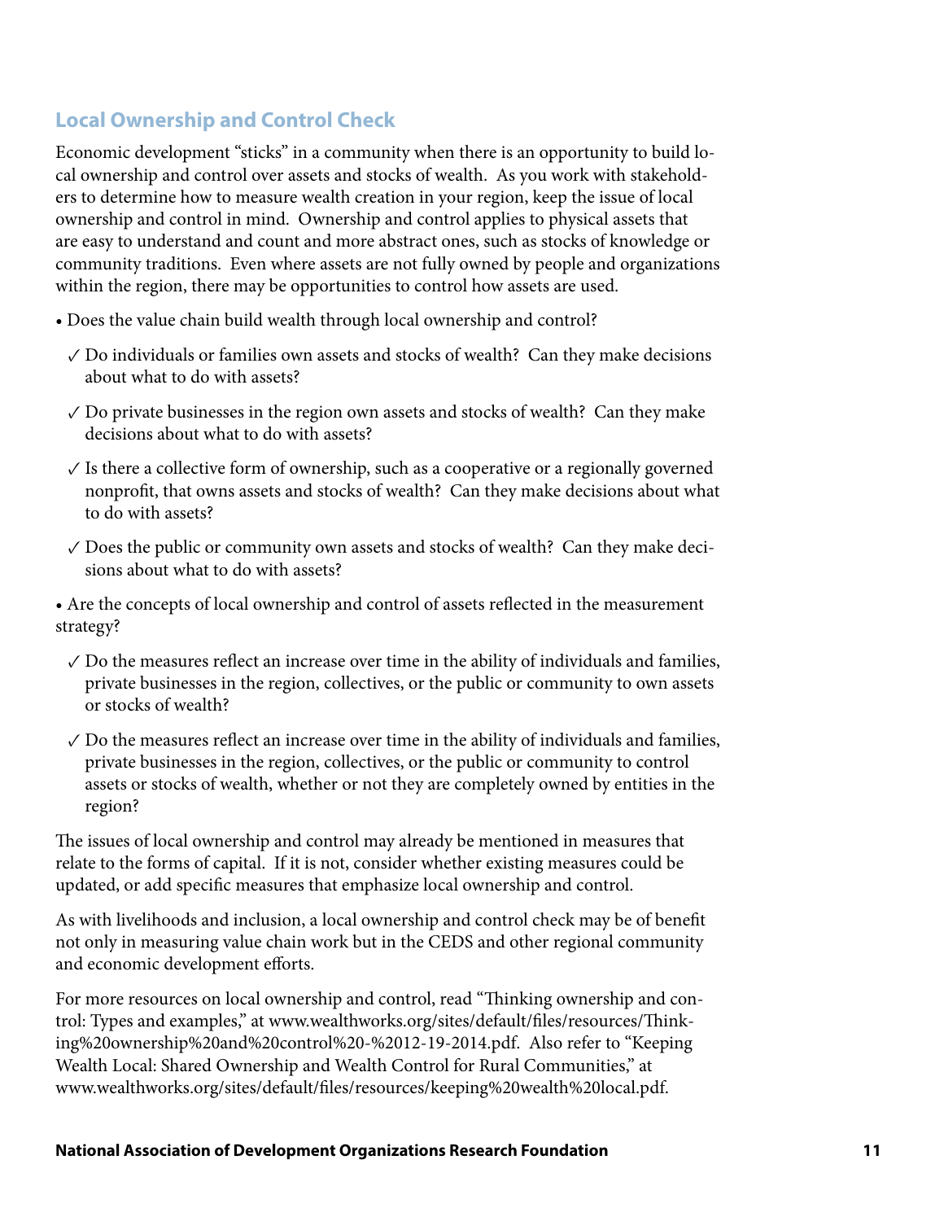## Local Ownership and Control Check

Economic development "sticks" in a community when there is an opportunity to build local ownership and control over assets and stocks of wealth. As you work with stakeholders to determine how to measure wealth creation in your region, keep the issue of local ownership and control in mind. Ownership and control applies to physical assets that are easy to understand and count and more abstract ones, such as stocks of knowledge or community traditions. Even where assets are not fully owned by people and organizations within the region, there may be opportunities to control how assets are used.

- Does the value chain build wealth through local ownership and control?
  - ✓ Do individuals or families own assets and stocks of wealth? Can they make decisions about what to do with assets?
  - ✓ Do private businesses in the region own assets and stocks of wealth? Can they make decisions about what to do with assets?
  - ✓ Is there a collective form of ownership, such as a cooperative or a regionally governed nonprofit, that owns assets and stocks of wealth? Can they make decisions about what to do with assets?
  - ✓ Does the public or community own assets and stocks of wealth? Can they make decisions about what to do with assets?
- Are the concepts of local ownership and control of assets reflected in the measurement strategy?
  - ✓ Do the measures reflect an increase over time in the ability of individuals and families, private businesses in the region, collectives, or the public or community to own assets or stocks of wealth?
  - ✓ Do the measures reflect an increase over time in the ability of individuals and families, private businesses in the region, collectives, or the public or community to control assets or stocks of wealth, whether or not they are completely owned by entities in the region?

The issues of local ownership and control may already be mentioned in measures that relate to the forms of capital. If it is not, consider whether existing measures could be updated, or add specific measures that emphasize local ownership and control.

As with livelihoods and inclusion, a local ownership and control check may be of benefit not only in measuring value chain work but in the CEDS and other regional community and economic development efforts.

For more resources on local ownership and control, read "Thinking ownership and control: Types and examples," at www.wealthworks.org/sites/default/files/resources/Thinking%20ownership%20and%20control%20-%2012-19-2014.pdf. Also refer to "Keeping Wealth Local: Shared Ownership and Wealth Control for Rural Communities," at www.wealthworks.org/sites/default/files/resources/keeping%20wealth%20local.pdf.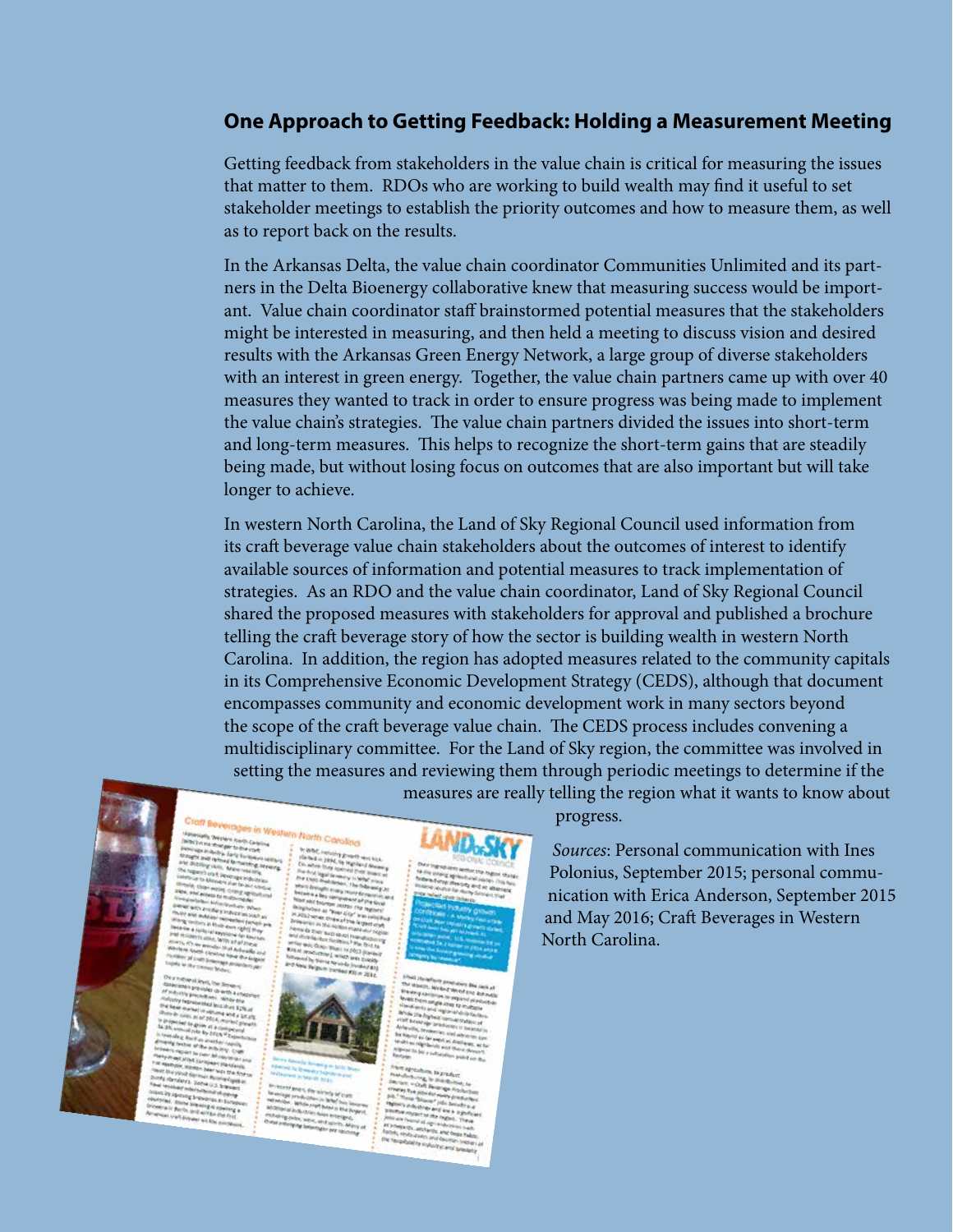## One Approach to Getting Feedback: Holding a Measurement Meeting

Getting feedback from stakeholders in the value chain is critical for measuring the issues that matter to them. RDOs who are working to build wealth may find it useful to set stakeholder meetings to establish the priority outcomes and how to measure them, as well as to report back on the results.

In the Arkansas Delta, the value chain coordinator Communities Unlimited and its partners in the Delta Bioenergy collaborative knew that measuring success would be important. Value chain coordinator staff brainstormed potential measures that the stakeholders might be interested in measuring, and then held a meeting to discuss vision and desired results with the Arkansas Green Energy Network, a large group of diverse stakeholders with an interest in green energy. Together, the value chain partners came up with over 40 measures they wanted to track in order to ensure progress was being made to implement the value chain's strategies. The value chain partners divided the issues into short-term and long-term measures. This helps to recognize the short-term gains that are steadily being made, but without losing focus on outcomes that are also important but will take longer to achieve.

In western North Carolina, the Land of Sky Regional Council used information from its craft beverage value chain stakeholders about the outcomes of interest to identify available sources of information and potential measures to track implementation of strategies. As an RDO and the value chain coordinator, Land of Sky Regional Council shared the proposed measures with stakeholders for approval and published a brochure telling the craft beverage story of how the sector is building wealth in western North Carolina. In addition, the region has adopted measures related to the community capitals in its Comprehensive Economic Development Strategy (CEDS), although that document encompasses community and economic development work in many sectors beyond the scope of the craft beverage value chain. The CEDS process includes convening a multidisciplinary committee. For the Land of Sky region, the committee was involved in setting the measures and reviewing them through periodic meetings to determine if the measures are really telling the region what it wants to know about progress.

*Sources*: Personal communication with Ines Polonius, September 2015; personal communication with Erica Anderson, September 2015 and May 2016; Craft Beverages in Western North Carolina.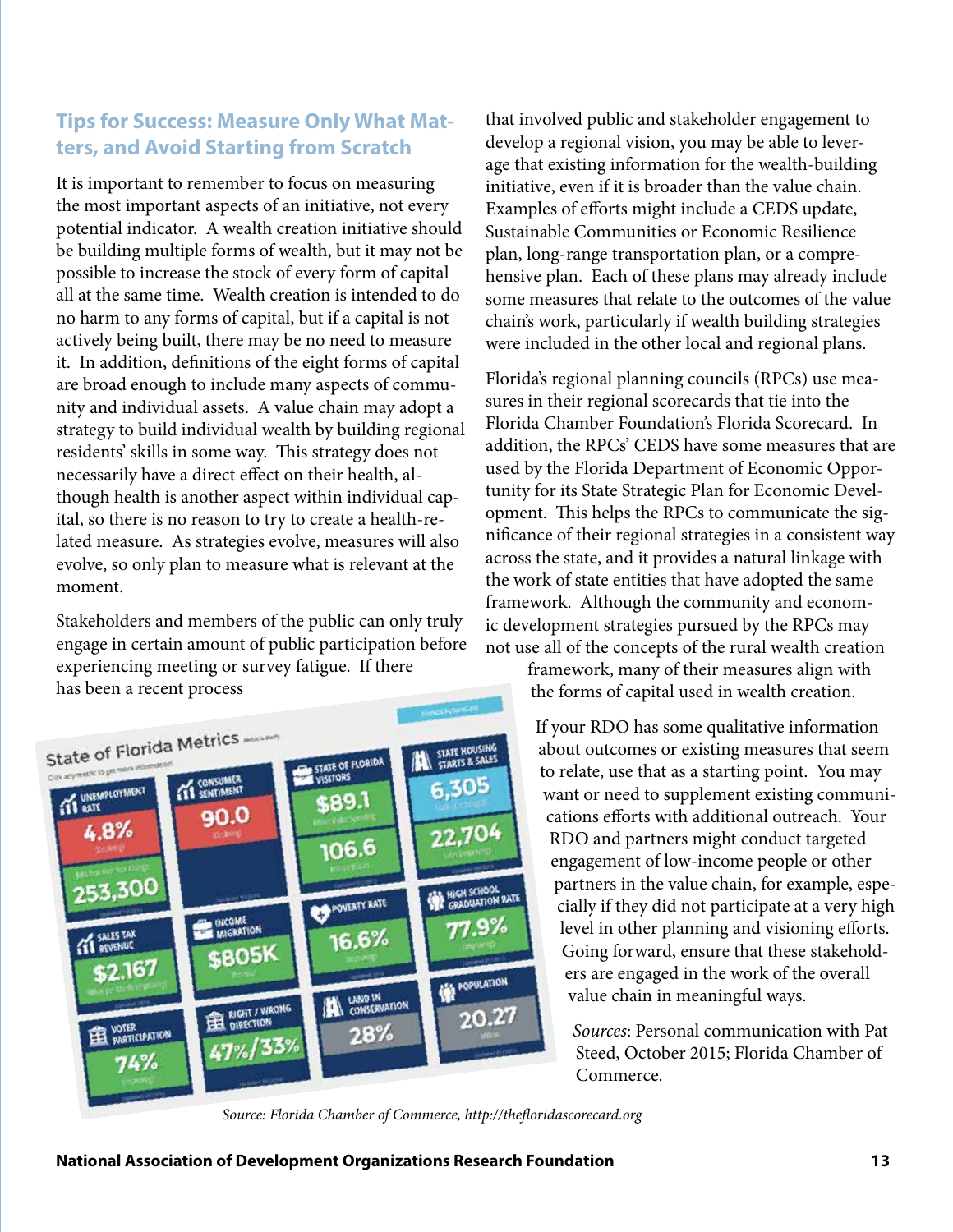## Tips for Success: Measure Only What Matters, and Avoid Starting from Scratch

It is important to remember to focus on measuring the most important aspects of an initiative, not every potential indicator. A wealth creation initiative should be building multiple forms of wealth, but it may not be possible to increase the stock of every form of capital all at the same time. Wealth creation is intended to do no harm to any forms of capital, but if a capital is not actively being built, there may be no need to measure it. In addition, definitions of the eight forms of capital are broad enough to include many aspects of community and individual assets. A value chain may adopt a strategy to build individual wealth by building regional residents' skills in some way. This strategy does not necessarily have a direct effect on their health, although health is another aspect within individual capital, so there is no reason to try to create a health-related measure. As strategies evolve, measures will also evolve, so only plan to measure what is relevant at the moment.

Stakeholders and members of the public can only truly engage in certain amount of public participation before experiencing meeting or survey fatigue. If there has been a recent process that involved public and stakeholder engagement to develop a regional vision, you may be able to leverage that existing information for the wealth-building initiative, even if it is broader than the value chain. Examples of efforts might include a CEDS update, Sustainable Communities or Economic Resilience plan, long-range transportation plan, or a comprehensive plan. Each of these plans may already include some measures that relate to the outcomes of the value chain's work, particularly if wealth building strategies were included in the other local and regional plans.

Florida's regional planning councils (RPCs) use measures in their regional scorecards that tie into the Florida Chamber Foundation's Florida Scorecard. In addition, the RPCs' CEDS have some measures that are used by the Florida Department of Economic Opportunity for its State Strategic Plan for Economic Development. This helps the RPCs to communicate the significance of their regional strategies in a consistent way across the state, and it provides a natural linkage with the work of state entities that have adopted the same framework. Although the community and economic development strategies pursued by the RPCs may not use all of the concepts of the rural wealth creation framework, many of their measures align with the forms of capital used in wealth creation.

If your RDO has some qualitative information about outcomes or existing measures that seem to relate, use that as a starting point. You may want or need to supplement existing communications efforts with additional outreach. Your RDO and partners might conduct targeted engagement of low-income people or other partners in the value chain, for example, especially if they did not participate at a very high level in other planning and visioning efforts. Going forward, ensure that these stakeholders are engaged in the work of the overall value chain in meaningful ways.

*Sources*: Personal communication with Pat Steed, October 2015; Florida Chamber of Commerce.

*Source: Florida Chamber of Commerce, http://thefloridascorecard.org*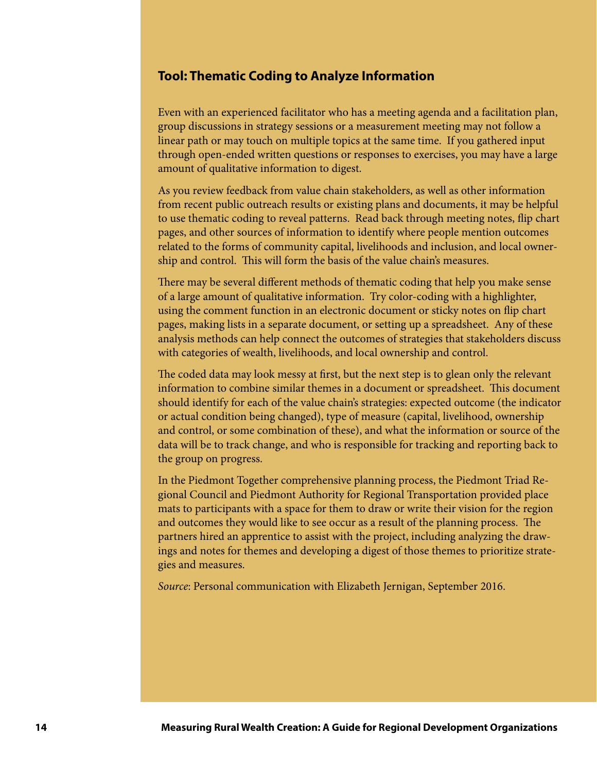### Tool: Thematic Coding to Analyze Information

Even with an experienced facilitator who has a meeting agenda and a facilitation plan, group discussions in strategy sessions or a measurement meeting may not follow a linear path or may touch on multiple topics at the same time. If you gathered input through open-ended written questions or responses to exercises, you may have a large amount of qualitative information to digest.

As you review feedback from value chain stakeholders, as well as other information from recent public outreach results or existing plans and documents, it may be helpful to use thematic coding to reveal patterns. Read back through meeting notes, flip chart pages, and other sources of information to identify where people mention outcomes related to the forms of community capital, livelihoods and inclusion, and local ownership and control. This will form the basis of the value chain's measures.

There may be several different methods of thematic coding that help you make sense of a large amount of qualitative information. Try color-coding with a highlighter, using the comment function in an electronic document or sticky notes on flip chart pages, making lists in a separate document, or setting up a spreadsheet. Any of these analysis methods can help connect the outcomes of strategies that stakeholders discuss with categories of wealth, livelihoods, and local ownership and control.

The coded data may look messy at first, but the next step is to glean only the relevant information to combine similar themes in a document or spreadsheet. This document should identify for each of the value chain's strategies: expected outcome (the indicator or actual condition being changed), type of measure (capital, livelihood, ownership and control, or some combination of these), and what the information or source of the data will be to track change, and who is responsible for tracking and reporting back to the group on progress.

In the Piedmont Together comprehensive planning process, the Piedmont Triad Regional Council and Piedmont Authority for Regional Transportation provided place mats to participants with a space for them to draw or write their vision for the region and outcomes they would like to see occur as a result of the planning process. The partners hired an apprentice to assist with the project, including analyzing the drawings and notes for themes and developing a digest of those themes to prioritize strategies and measures.

*Source*: Personal communication with Elizabeth Jernigan, September 2016.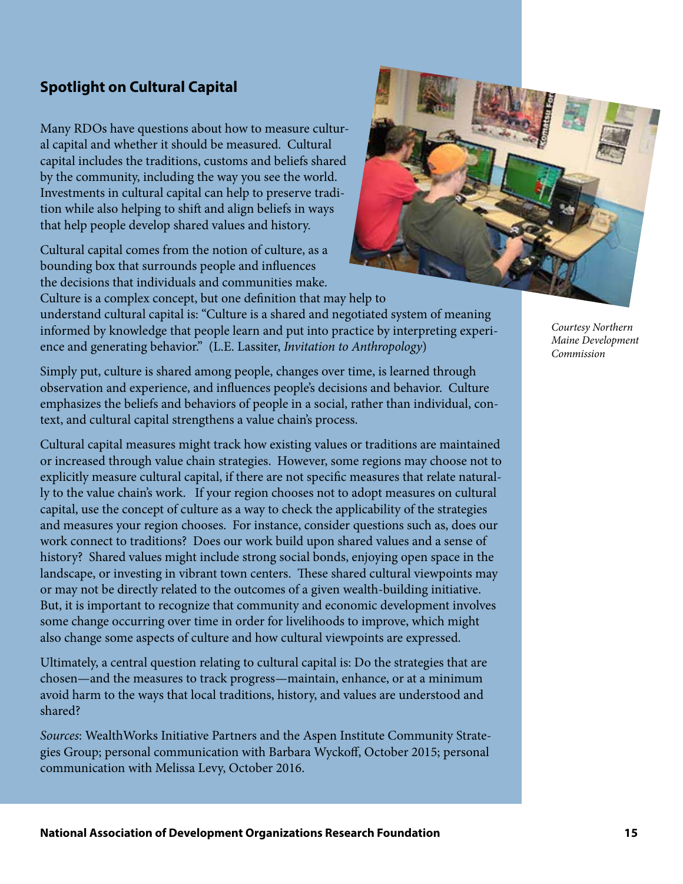## Spotlight on Cultural Capital

Many RDOs have questions about how to measure cultural capital and whether it should be measured. Cultural capital includes the traditions, customs and beliefs shared by the community, including the way you see the world. Investments in cultural capital can help to preserve tradition while also helping to shift and align beliefs in ways that help people develop shared values and history.

Cultural capital comes from the notion of culture, as a bounding box that surrounds people and influences the decisions that individuals and communities make. Culture is a complex concept, but one definition that may help to understand cultural capital is: "Culture is a shared and negotiated system of meaning informed by knowledge that people learn and put into practice by interpreting experience and generating behavior." (L.E. Lassiter, *Invitation to Anthropology*)

*Courtesy Northern Maine Development Commission*

Simply put, culture is shared among people, changes over time, is learned through observation and experience, and influences people's decisions and behavior. Culture emphasizes the beliefs and behaviors of people in a social, rather than individual, context, and cultural capital strengthens a value chain's process.

Cultural capital measures might track how existing values or traditions are maintained or increased through value chain strategies. However, some regions may choose not to explicitly measure cultural capital, if there are not specific measures that relate naturally to the value chain's work. If your region chooses not to adopt measures on cultural capital, use the concept of culture as a way to check the applicability of the strategies and measures your region chooses. For instance, consider questions such as, does our work connect to traditions? Does our work build upon shared values and a sense of history? Shared values might include strong social bonds, enjoying open space in the landscape, or investing in vibrant town centers. These shared cultural viewpoints may or may not be directly related to the outcomes of a given wealth-building initiative. But, it is important to recognize that community and economic development involves some change occurring over time in order for livelihoods to improve, which might also change some aspects of culture and how cultural viewpoints are expressed.

Ultimately, a central question relating to cultural capital is: Do the strategies that are chosen—and the measures to track progress—maintain, enhance, or at a minimum avoid harm to the ways that local traditions, history, and values are understood and shared?

*Sources*: WealthWorks Initiative Partners and the Aspen Institute Community Strategies Group; personal communication with Barbara Wyckoff, October 2015; personal communication with Melissa Levy, October 2016.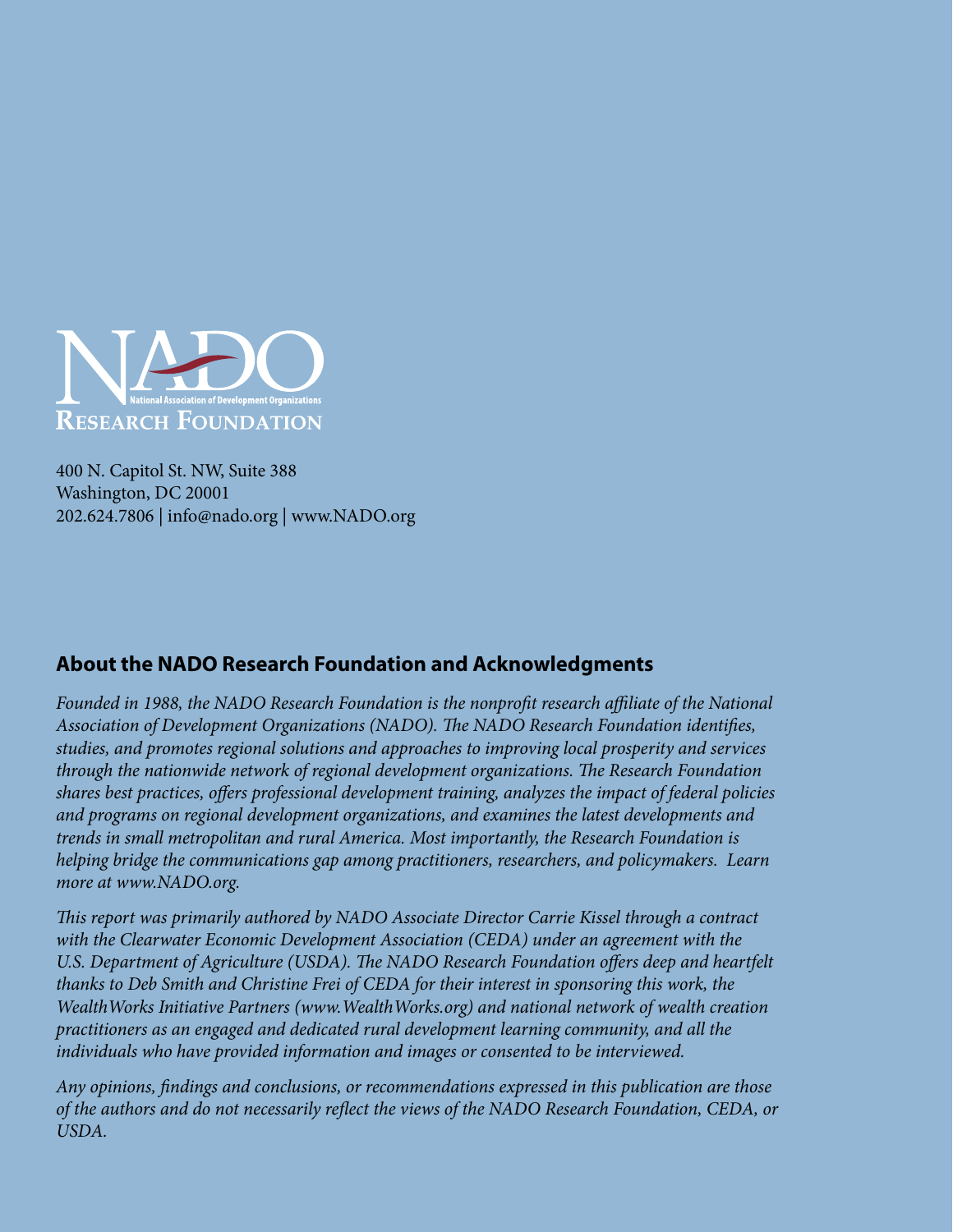NADO
National Association of Development Organizations
Research Foundation

400 N. Capitol St. NW, Suite 388
Washington, DC 20001
202.624.7806 | info@nado.org | www.NADO.org

## About the NADO Research Foundation and Acknowledgments

*Founded in 1988, the NADO Research Foundation is the nonprofit research affiliate of the National Association of Development Organizations (NADO). The NADO Research Foundation identifies, studies, and promotes regional solutions and approaches to improving local prosperity and services through the nationwide network of regional development organizations. The Research Foundation shares best practices, offers professional development training, analyzes the impact of federal policies and programs on regional development organizations, and examines the latest developments and trends in small metropolitan and rural America. Most importantly, the Research Foundation is helping bridge the communications gap among practitioners, researchers, and policymakers. Learn more at www.NADO.org.*

*This report was primarily authored by NADO Associate Director Carrie Kissel through a contract with the Clearwater Economic Development Association (CEDA) under an agreement with the U.S. Department of Agriculture (USDA). The NADO Research Foundation offers deep and heartfelt thanks to Deb Smith and Christine Frei of CEDA for their interest in sponsoring this work, the WealthWorks Initiative Partners (www.WealthWorks.org) and national network of wealth creation practitioners as an engaged and dedicated rural development learning community, and all the individuals who have provided information and images or consented to be interviewed.*

*Any opinions, findings and conclusions, or recommendations expressed in this publication are those of the authors and do not necessarily reflect the views of the NADO Research Foundation, CEDA, or USDA.*